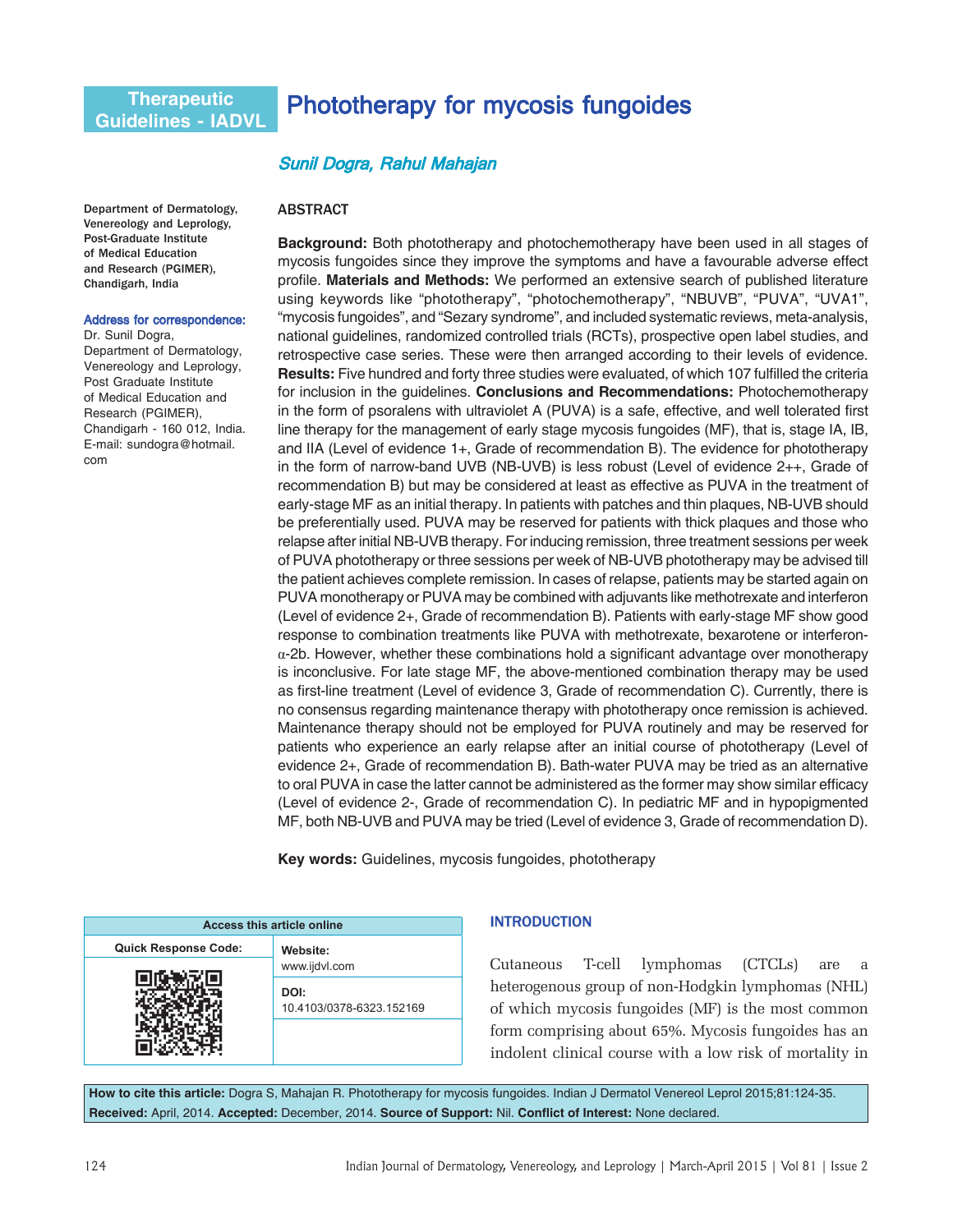Therapeutic Guidelines - IADVL

# Phototherapy for mycosis fungoides

*Sunil Dogra, Rahul Mahajan*

Department of Dermatology, Venereology and Leprology, Post-Graduate Institute of Medical Education and Research (PGIMER), Chandigarh, India

**Address for correspondence:**
Dr. Sunil Dogra, Department of Dermatology, Venereology and Leprology, Post Graduate Institute of Medical Education and Research (PGIMER), Chandigarh - 160 012, India.
E-mail: sundogra@hotmail.com

## ABSTRACT

**Background:** Both phototherapy and photochemotherapy have been used in all stages of mycosis fungoides since they improve the symptoms and have a favourable adverse effect profile. **Materials and Methods:** We performed an extensive search of published literature using keywords like "phototherapy", "photochemotherapy", "NBUVB", "PUVA", "UVA1", "mycosis fungoides", and "Sezary syndrome", and included systematic reviews, meta-analysis, national guidelines, randomized controlled trials (RCTs), prospective open label studies, and retrospective case series. These were then arranged according to their levels of evidence. **Results:** Five hundred and forty three studies were evaluated, of which 107 fulfilled the criteria for inclusion in the guidelines. **Conclusions and Recommendations:** Photochemotherapy in the form of psoralens with ultraviolet A (PUVA) is a safe, effective, and well tolerated first line therapy for the management of early stage mycosis fungoides (MF), that is, stage IA, IB, and IIA (Level of evidence 1+, Grade of recommendation B). The evidence for phototherapy in the form of narrow-band UVB (NB-UVB) is less robust (Level of evidence 2++, Grade of recommendation B) but may be considered at least as effective as PUVA in the treatment of early-stage MF as an initial therapy. In patients with patches and thin plaques, NB-UVB should be preferentially used. PUVA may be reserved for patients with thick plaques and those who relapse after initial NB-UVB therapy. For inducing remission, three treatment sessions per week of PUVA phototherapy or three sessions per week of NB-UVB phototherapy may be advised till the patient achieves complete remission. In cases of relapse, patients may be started again on PUVA monotherapy or PUVA may be combined with adjuvants like methotrexate and interferon (Level of evidence 2+, Grade of recommendation B). Patients with early-stage MF show good response to combination treatments like PUVA with methotrexate, bexarotene or interferon-α-2b. However, whether these combinations hold a significant advantage over monotherapy is inconclusive. For late stage MF, the above-mentioned combination therapy may be used as first-line treatment (Level of evidence 3, Grade of recommendation C). Currently, there is no consensus regarding maintenance therapy with phototherapy once remission is achieved. Maintenance therapy should not be employed for PUVA routinely and may be reserved for patients who experience an early relapse after an initial course of phototherapy (Level of evidence 2+, Grade of recommendation B). Bath-water PUVA may be tried as an alternative to oral PUVA in case the latter cannot be administered as the former may show similar efficacy (Level of evidence 2-, Grade of recommendation C). In pediatric MF and in hypopigmented MF, both NB-UVB and PUVA may be tried (Level of evidence 3, Grade of recommendation D).

**Key words:** Guidelines, mycosis fungoides, phototherapy

| Access this article online | |
|---|---|
| Quick Response Code: | Website: www.ijdvl.com |
| | DOI: 10.4103/0378-6323.152169 |

## INTRODUCTION

Cutaneous T-cell lymphomas (CTCLs) are a heterogenous group of non-Hodgkin lymphomas (NHL) of which mycosis fungoides (MF) is the most common form comprising about 65%. Mycosis fungoides has an indolent clinical course with a low risk of mortality in

**How to cite this article:** Dogra S, Mahajan R. Phototherapy for mycosis fungoides. Indian J Dermatol Venereol Leprol 2015;81:124-35.
**Received:** April, 2014. **Accepted:** December, 2014. **Source of Support:** Nil. **Conflict of Interest:** None declared.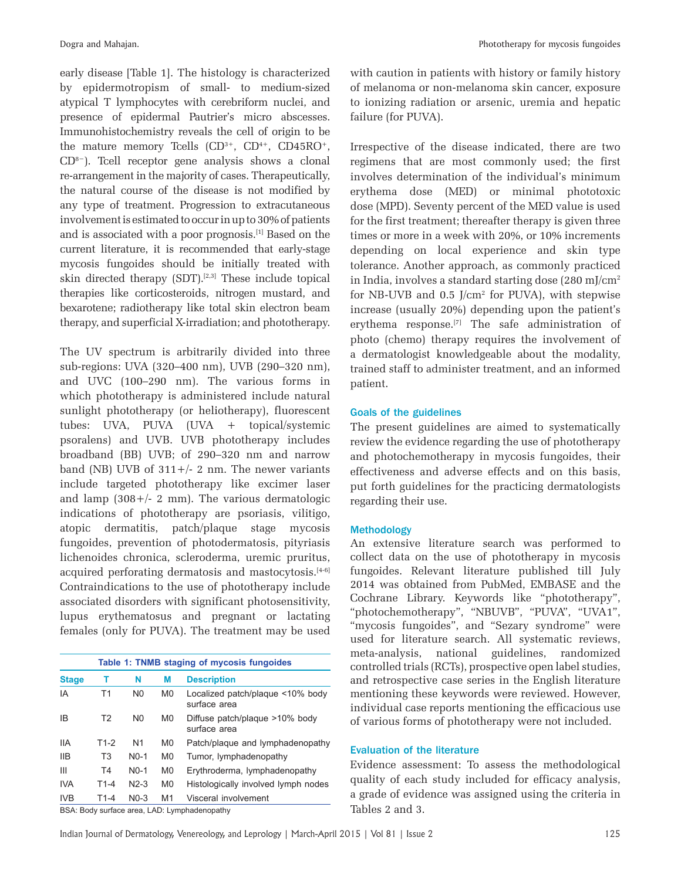early disease [Table 1]. The histology is characterized by epidermotropism of small- to medium-sized atypical T lymphocytes with cerebriform nuclei, and presence of epidermal Pautrier's micro abscesses. Immunohistochemistry reveals the cell of origin to be the mature memory Tcells ($CD^{3+}$, $CD^{4+}$, $CD45RO^{+}$, $CD^{8-}$). Tcell receptor gene analysis shows a clonal re-arrangement in the majority of cases. Therapeutically, the natural course of the disease is not modified by any type of treatment. Progression to extracutaneous involvement is estimated to occur in up to 30% of patients and is associated with a poor prognosis.[1] Based on the current literature, it is recommended that early-stage mycosis fungoides should be initially treated with skin directed therapy (SDT).[2,3] These include topical therapies like corticosteroids, nitrogen mustard, and bexarotene; radiotherapy like total skin electron beam therapy, and superficial X-irradiation; and phototherapy.

The UV spectrum is arbitrarily divided into three sub-regions: UVA (320–400 nm), UVB (290–320 nm), and UVC (100–290 nm). The various forms in which phototherapy is administered include natural sunlight phototherapy (or heliotherapy), fluorescent tubes: UVA, PUVA (UVA + topical/systemic psoralens) and UVB. UVB phototherapy includes broadband (BB) UVB; of 290–320 nm and narrow band (NB) UVB of 311+/- 2 nm. The newer variants include targeted phototherapy like excimer laser and lamp (308+/- 2 mm). The various dermatologic indications of phototherapy are psoriasis, vilitigo, atopic dermatitis, patch/plaque stage mycosis fungoides, prevention of photodermatosis, pityriasis lichenoides chronica, scleroderma, uremic pruritus, acquired perforating dermatosis and mastocytosis.[4-6] Contraindications to the use of phototherapy include associated disorders with significant photosensitivity, lupus erythematosus and pregnant or lactating females (only for PUVA). The treatment may be used with caution in patients with history or family history of melanoma or non-melanoma skin cancer, exposure to ionizing radiation or arsenic, uremia and hepatic failure (for PUVA).

**Table 1: TNMB staging of mycosis fungoides**

| Stage | T | N | M | Description |
|---|---|---|---|---|
| IA | T1 | N0 | M0 | Localized patch/plaque <10% body surface area |
| IB | T2 | N0 | M0 | Diffuse patch/plaque >10% body surface area |
| IIA | T1-2 | N1 | M0 | Patch/plaque and lymphadenopathy |
| IIB | T3 | N0-1 | M0 | Tumor, lymphadenopathy |
| III | T4 | N0-1 | M0 | Erythroderma, lymphadenopathy |
| IVA | T1-4 | N2-3 | M0 | Histologically involved lymph nodes |
| IVB | T1-4 | N0-3 | M1 | Visceral involvement |

BSA: Body surface area, LAD: Lymphadenopathy

Irrespective of the disease indicated, there are two regimens that are most commonly used; the first involves determination of the individual's minimum erythema dose (MED) or minimal phototoxic dose (MPD). Seventy percent of the MED value is used for the first treatment; thereafter therapy is given three times or more in a week with 20%, or 10% increments depending on local experience and skin type tolerance. Another approach, as commonly practiced in India, involves a standard starting dose (280 mJ/cm$^2$ for NB-UVB and 0.5 J/cm$^2$ for PUVA), with stepwise increase (usually 20%) depending upon the patient's erythema response.[7] The safe administration of photo (chemo) therapy requires the involvement of a dermatologist knowledgeable about the modality, trained staff to administer treatment, and an informed patient.

## Goals of the guidelines

The present guidelines are aimed to systematically review the evidence regarding the use of phototherapy and photochemotherapy in mycosis fungoides, their effectiveness and adverse effects and on this basis, put forth guidelines for the practicing dermatologists regarding their use.

## Methodology

An extensive literature search was performed to collect data on the use of phototherapy in mycosis fungoides. Relevant literature published till July 2014 was obtained from PubMed, EMBASE and the Cochrane Library. Keywords like "phototherapy", "photochemotherapy", "NBUVB", "PUVA", "UVA1", "mycosis fungoides", and "Sezary syndrome" were used for literature search. All systematic reviews, meta-analysis, national guidelines, randomized controlled trials (RCTs), prospective open label studies, and retrospective case series in the English literature mentioning these keywords were reviewed. However, individual case reports mentioning the efficacious use of various forms of phototherapy were not included.

## Evaluation of the literature

Evidence assessment: To assess the methodological quality of each study included for efficacy analysis, a grade of evidence was assigned using the criteria in Tables 2 and 3.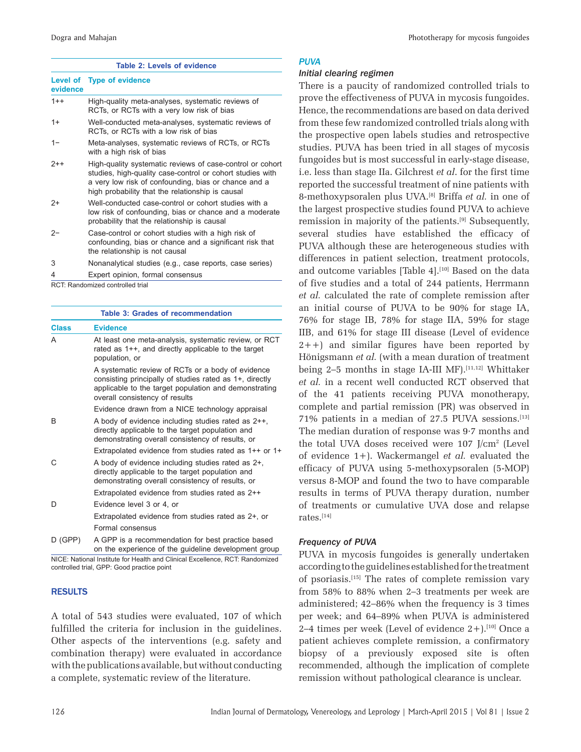**Table 2: Levels of evidence**

| Level of evidence | Type of evidence |
|---|---|
| 1++ | High-quality meta-analyses, systematic reviews of RCTs, or RCTs with a very low risk of bias |
| 1+ | Well-conducted meta-analyses, systematic reviews of RCTs, or RCTs with a low risk of bias |
| 1− | Meta-analyses, systematic reviews of RCTs, or RCTs with a high risk of bias |
| 2++ | High-quality systematic reviews of case-control or cohort studies, high-quality case-control or cohort studies with a very low risk of confounding, bias or chance and a high probability that the relationship is causal |
| 2+ | Well-conducted case-control or cohort studies with a low risk of confounding, bias or chance and a moderate probability that the relationship is causal |
| 2− | Case-control or cohort studies with a high risk of confounding, bias or chance and a significant risk that the relationship is not causal |
| 3 | Nonanalytical studies (e.g., case reports, case series) |
| 4 | Expert opinion, formal consensus |

RCT: Randomized controlled trial

**Table 3: Grades of recommendation**

| Class | Evidence |
|---|---|
| A | At least one meta-analysis, systematic review, or RCT rated as 1++, and directly applicable to the target population, or |
| | A systematic review of RCTs or a body of evidence consisting principally of studies rated as 1+, directly applicable to the target population and demonstrating overall consistency of results |
| | Evidence drawn from a NICE technology appraisal |
| B | A body of evidence including studies rated as 2++, directly applicable to the target population and demonstrating overall consistency of results, or |
| | Extrapolated evidence from studies rated as 1++ or 1+ |
| C | A body of evidence including studies rated as 2+, directly applicable to the target population and demonstrating overall consistency of results, or |
| | Extrapolated evidence from studies rated as 2++ |
| D | Evidence level 3 or 4, or |
| | Extrapolated evidence from studies rated as 2+, or |
| | Formal consensus |
| D (GPP) | A GPP is a recommendation for best practice based on the experience of the guideline development group |

NICE: National Institute for Health and Clinical Excellence, RCT: Randomized controlled trial, GPP: Good practice point

## RESULTS

A total of 543 studies were evaluated, 107 of which fulfilled the criteria for inclusion in the guidelines. Other aspects of the interventions (e.g. safety and combination therapy) were evaluated in accordance with the publications available, but without conducting a complete, systematic review of the literature.

### PUVA

#### Initial clearing regimen

There is a paucity of randomized controlled trials to prove the effectiveness of PUVA in mycosis fungoides. Hence, the recommendations are based on data derived from these few randomized controlled trials along with the prospective open labels studies and retrospective studies. PUVA has been tried in all stages of mycosis fungoides but is most successful in early-stage disease, i.e. less than stage IIa. Gilchrest *et al.* for the first time reported the successful treatment of nine patients with 8-methoxypsoralen plus UVA.[8] Briffa *et al.* in one of the largest prospective studies found PUVA to achieve remission in majority of the patients.[9] Subsequently, several studies have established the efficacy of PUVA although these are heterogeneous studies with differences in patient selection, treatment protocols, and outcome variables [Table 4].[10] Based on the data of five studies and a total of 244 patients, Herrmann *et al.* calculated the rate of complete remission after an initial course of PUVA to be 90% for stage IA, 76% for stage IB, 78% for stage IIA, 59% for stage IIB, and 61% for stage III disease (Level of evidence 2++) and similar figures have been reported by Hönigsmann *et al.* (with a mean duration of treatment being 2–5 months in stage IA-III MF).[11,12] Whittaker *et al.* in a recent well conducted RCT observed that of the 41 patients receiving PUVA monotherapy, complete and partial remission (PR) was observed in 71% patients in a median of 27.5 PUVA sessions.[13] The median duration of response was 9·7 months and the total UVA doses received were 107 J/cm$^2$ (Level of evidence 1+). Wackermangel *et al.* evaluated the efficacy of PUVA using 5-methoxypsoralen (5-MOP) versus 8-MOP and found the two to have comparable results in terms of PUVA therapy duration, number of treatments or cumulative UVA dose and relapse rates.[14]

#### Frequency of PUVA

PUVA in mycosis fungoides is generally undertaken according to the guidelines established for the treatment of psoriasis.[15] The rates of complete remission vary from 58% to 88% when 2–3 treatments per week are administered; 42–86% when the frequency is 3 times per week; and 64–89% when PUVA is administered 2–4 times per week (Level of evidence 2+).[10] Once a patient achieves complete remission, a confirmatory biopsy of a previously exposed site is often recommended, although the implication of complete remission without pathological clearance is unclear.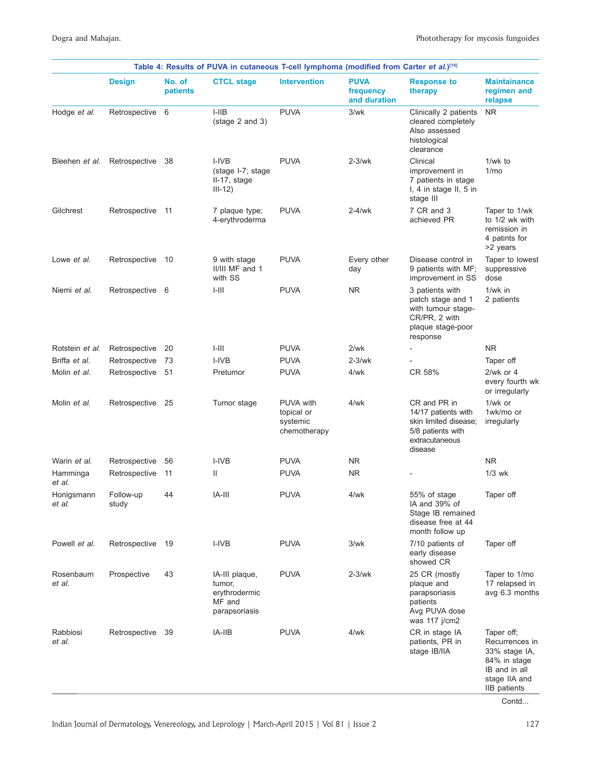**Table 4: Results of PUVA in cutaneous T-cell lymphoma (modified from Carter *et al.*)[10]**

| | Design | No. of patients | CTCL stage | Intervention | PUVA frequency and duration | Response to therapy | Maintainance regimen and relapse |
|---|---|---|---|---|---|---|---|
| Hodge *et al.* | Retrospective | 6 | I-IIB (stage 2 and 3) | PUVA | 3/wk | Clinically 2 patients cleared completely Also assessed histological clearance | NR |
| Bleehen *et al.* | Retrospective | 38 | I-IVB (stage I-7; stage II-17, stage III-12) | PUVA | 2-3/wk | Clinical improvement in 7 patients in stage I, 4 in stage II, 5 in stage III | 1/wk to 1/mo |
| Gilchrest | Retrospective | 11 | 7 plaque type; 4-erythroderma | PUVA | 2-4/wk | 7 CR and 3 achieved PR | Taper to 1/wk to 1/2 wk with remission in 4 patints for >2 years |
| Lowe *et al.* | Retrospective | 10 | 9 with stage II/III MF and 1 with SS | PUVA | Every other day | Disease control in 9 patients with MF; improvement in SS | Taper to lowest suppressive dose |
| Niemi *et al.* | Retrospective | 6 | I-III | PUVA | NR | 3 patients with patch stage and 1 with tumour stage-CR/PR, 2 with plaque stage-poor response | 1/wk in 2 patients |
| Rotstein *et al.* | Retrospective | 20 | I-III | PUVA | 2/wk | - | NR |
| Briffa *et al.* | Retrospective | 73 | I-IVB | PUVA | 2-3/wk | - | Taper off |
| Molin *et al.* | Retrospective | 51 | Pretumor | PUVA | 4/wk | CR 58% | 2/wk or 4 every fourth wk or irregularly |
| Molin *et al.* | Retrospective | 25 | Tumor stage | PUVA with topical or systemic chemotherapy | 4/wk | CR and PR in 14/17 patients with skin limited disease; 5/8 patients with extracutaneous disease | 1/wk or 1wk/mo or irregularly |
| Warin *et al.* | Retrospective | 56 | I-IVB | PUVA | NR | | NR |
| Hamminga *et al.* | Retrospective | 11 | II | PUVA | NR | - | 1/3 wk |
| Honigsmann *et al.* | Follow-up study | 44 | IA-III | PUVA | 4/wk | 55% of stage IA and 39% of Stage IB remained disease free at 44 month follow up | Taper off |
| Powell *et al.* | Retrospective | 19 | I-IVB | PUVA | 3/wk | 7/10 patients of early disease showed CR | Taper off |
| Rosenbaum *et al.* | Prospective | 43 | IA-III plaque, tumor, erythrodermic MF and parapsoriasis | PUVA | 2-3/wk | 25 CR (mostly plaque and parapsoriasis patients Avg PUVA dose was 117 j/cm2 | Taper to 1/mo 17 relapsed in avg 6.3 months |
| Rabbiosi *et al.* | Retrospective | 39 | IA-IIB | PUVA | 4/wk | CR in stage IA patients, PR in stage IB/IIA | Taper off; Recurrences in 33% stage IA, 84% in stage IB and in all stage IIA and IIB patients |

Contd...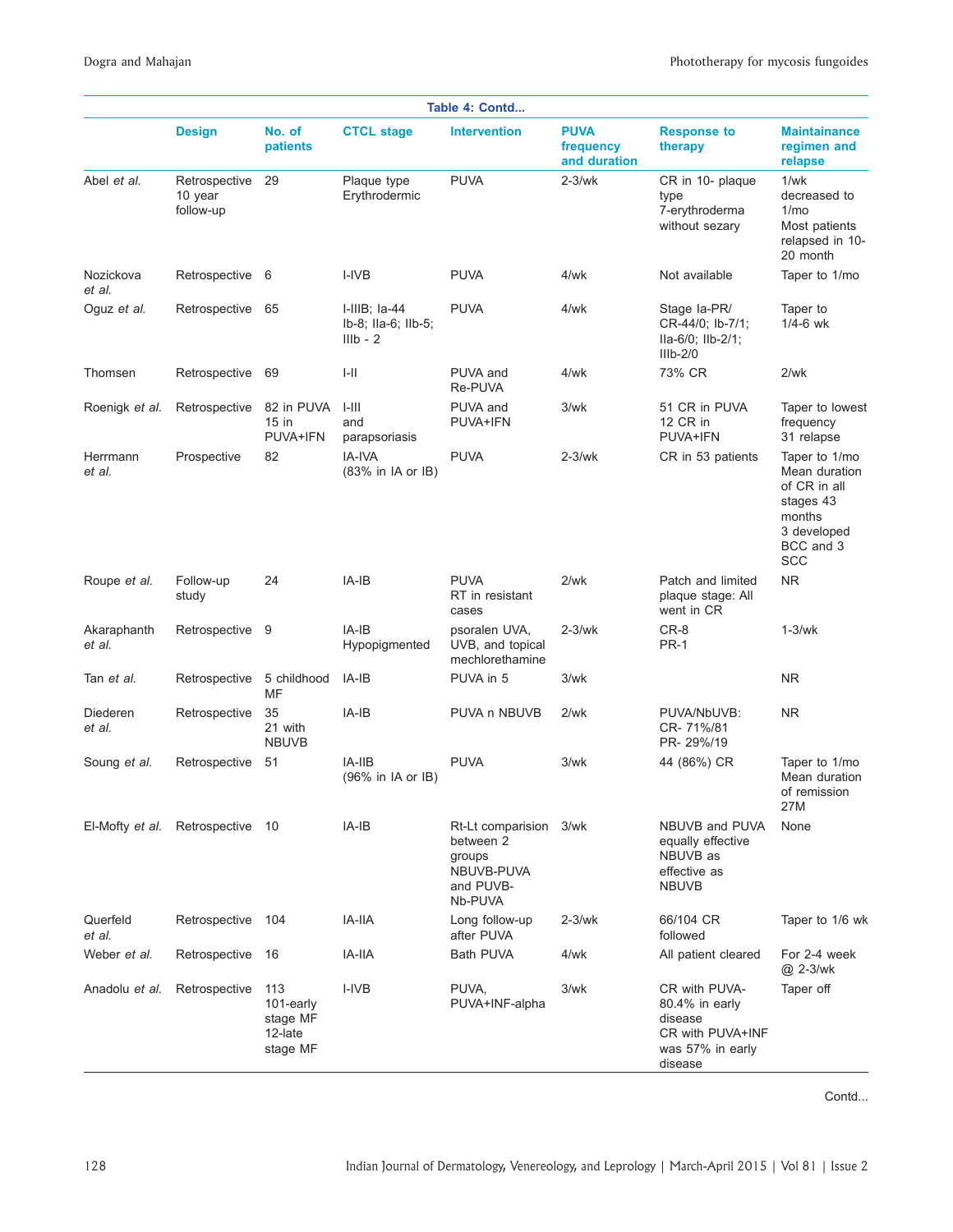**Table 4: Contd...**

| | Design | No. of patients | CTCL stage | Intervention | PUVA frequency and duration | Response to therapy | Maintainance regimen and relapse |
|---|---|---|---|---|---|---|---|
| Abel *et al.* | Retrospective 10 year follow-up | 29 | Plaque type Erythrodermic | PUVA | 2-3/wk | CR in 10- plaque type 7-erythroderma without sezary | 1/wk decreased to 1/mo Most patients relapsed in 10-20 month |
| Nozickova *et al.* | Retrospective | 6 | I-IVB | PUVA | 4/wk | Not available | Taper to 1/mo |
| Oguz *et al.* | Retrospective | 65 | I-IIIB; Ia-44 Ib-8; IIa-6; IIb-5; IIIb - 2 | PUVA | 4/wk | Stage Ia-PR/ CR-44/0; Ib-7/1; IIa-6/0; IIb-2/1; IIIb-2/0 | Taper to 1/4-6 wk |
| Thomsen | Retrospective | 69 | I-II | PUVA and Re-PUVA | 4/wk | 73% CR | 2/wk |
| Roenigk *et al.* | Retrospective | 82 in PUVA 15 in PUVA+IFN | I-III and parapsoriasis | PUVA and PUVA+IFN | 3/wk | 51 CR in PUVA 12 CR in PUVA+IFN | Taper to lowest frequency 31 relapse |
| Herrmann *et al.* | Prospective | 82 | IA-IVA (83% in IA or IB) | PUVA | 2-3/wk | CR in 53 patients | Taper to 1/mo Mean duration of CR in all stages 43 months 3 developed BCC and 3 SCC |
| Roupe *et al.* | Follow-up study | 24 | IA-IB | PUVA RT in resistant cases | 2/wk | Patch and limited plaque stage: All went in CR | NR |
| Akaraphanth *et al.* | Retrospective | 9 | IA-IB Hypopigmented | psoralen UVA, UVB, and topical mechlorethamine | 2-3/wk | CR-8 PR-1 | 1-3/wk |
| Tan *et al.* | Retrospective | 5 childhood MF | IA-IB | PUVA in 5 | 3/wk | | NR |
| Diederen *et al.* | Retrospective | 35 21 with NBUVB | IA-IB | PUVA n NBUVB | 2/wk | PUVA/NbUVB: CR- 71%/81 PR- 29%/19 | NR |
| Soung *et al.* | Retrospective | 51 | IA-IIB (96% in IA or IB) | PUVA | 3/wk | 44 (86%) CR | Taper to 1/mo Mean duration of remission 27M |
| El-Mofty *et al.* | Retrospective | 10 | IA-IB | Rt-Lt comparision between 2 groups NBUVB-PUVA and PUVB-Nb-PUVA | 3/wk | NBUVB and PUVA equally effective NBUVB as effective as NBUVB | None |
| Querfeld *et al.* | Retrospective | 104 | IA-IIA | Long follow-up after PUVA | 2-3/wk | 66/104 CR followed | Taper to 1/6 wk |
| Weber *et al.* | Retrospective | 16 | IA-IIA | Bath PUVA | 4/wk | All patient cleared | For 2-4 week @ 2-3/wk |
| Anadolu *et al.* | Retrospective | 113 101-early stage MF 12-late stage MF | I-IVB | PUVA, PUVA+INF-alpha | 3/wk | CR with PUVA-80.4% in early disease CR with PUVA+INF was 57% in early disease | Taper off |

Contd...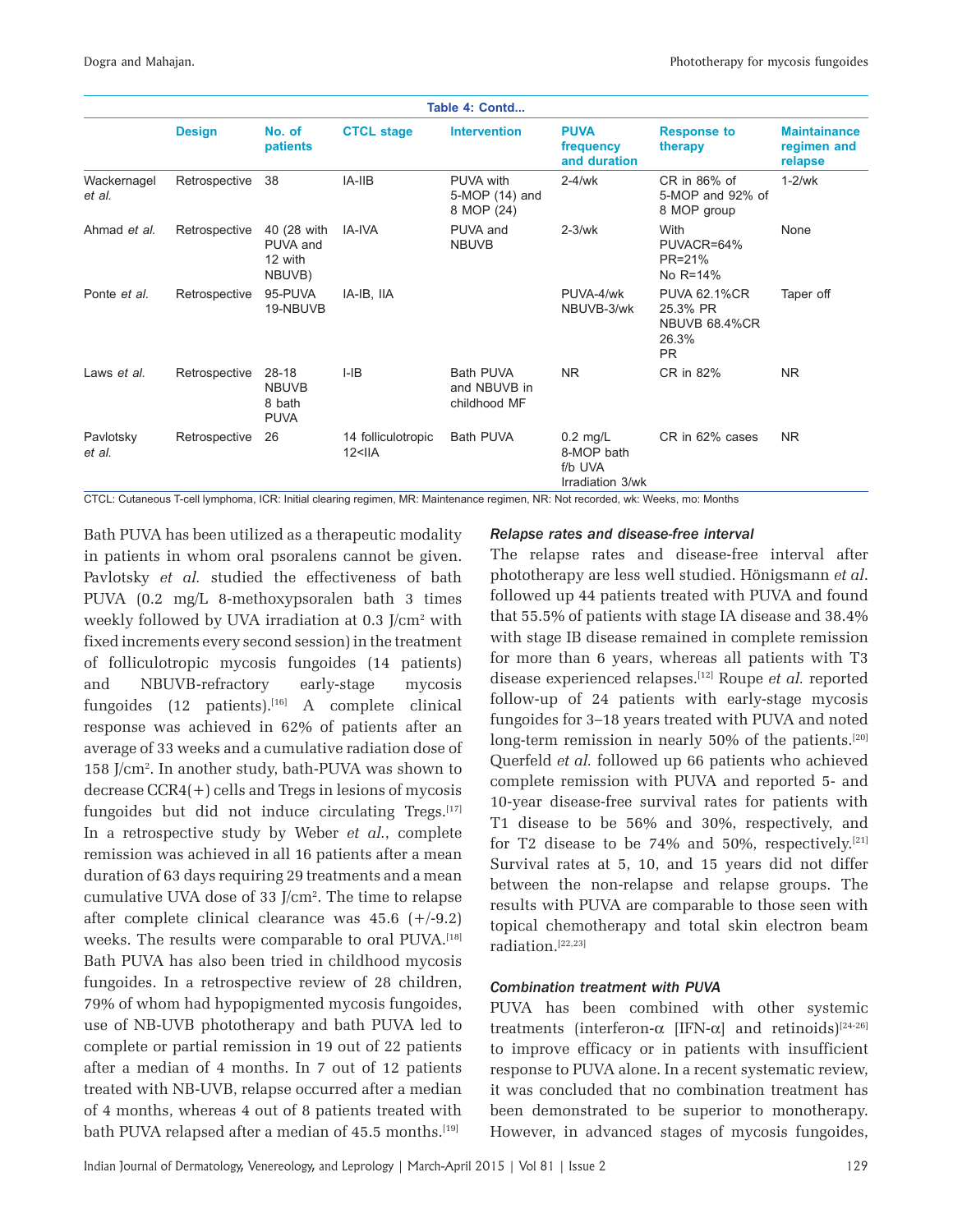**Table 4: Contd...**

| | Design | No. of patients | CTCL stage | Intervention | PUVA frequency and duration | Response to therapy | Maintainance regimen and relapse |
|---|---|---|---|---|---|---|---|
| Wackernagel *et al.* | Retrospective | 38 | IA-IIB | PUVA with 5-MOP (14) and 8 MOP (24) | 2-4/wk | CR in 86% of 5-MOP and 92% of 8 MOP group | 1-2/wk |
| Ahmad *et al.* | Retrospective | 40 (28 with PUVA and 12 with NBUVB) | IA-IVA | PUVA and NBUVB | 2-3/wk | With PUVACR=64% PR=21% No R=14% | None |
| Ponte *et al.* | Retrospective | 95-PUVA 19-NBUVB | IA-IB, IIA | | PUVA-4/wk NBUVB-3/wk | PUVA 62.1%CR 25.3% PR NBUVB 68.4%CR 26.3% PR | Taper off |
| Laws *et al.* | Retrospective | 28-18 NBUVB 8 bath PUVA | I-IB | Bath PUVA and NBUVB in childhood MF | NR | CR in 82% | NR |
| Pavlotsky *et al.* | Retrospective | 26 | 14 folliculotropic 12<IIA | Bath PUVA | 0.2 mg/L 8-MOP bath f/b UVA Irradiation 3/wk | CR in 62% cases | NR |

CTCL: Cutaneous T-cell lymphoma, ICR: Initial clearing regimen, MR: Maintenance regimen, NR: Not recorded, wk: Weeks, mo: Months

Bath PUVA has been utilized as a therapeutic modality in patients in whom oral psoralens cannot be given. Pavlotsky *et al.* studied the effectiveness of bath PUVA (0.2 mg/L 8-methoxypsoralen bath 3 times weekly followed by UVA irradiation at 0.3 J/cm² with fixed increments every second session) in the treatment of folliculotropic mycosis fungoides (14 patients) and NBUVB-refractory early-stage mycosis fungoides (12 patients).[16] A complete clinical response was achieved in 62% of patients after an average of 33 weeks and a cumulative radiation dose of 158 J/cm². In another study, bath-PUVA was shown to decrease CCR4(+) cells and Tregs in lesions of mycosis fungoides but did not induce circulating Tregs.[17] In a retrospective study by Weber *et al.*, complete remission was achieved in all 16 patients after a mean duration of 63 days requiring 29 treatments and a mean cumulative UVA dose of 33 J/cm². The time to relapse after complete clinical clearance was 45.6 (+/-9.2) weeks. The results were comparable to oral PUVA.[18] Bath PUVA has also been tried in childhood mycosis fungoides. In a retrospective review of 28 children, 79% of whom had hypopigmented mycosis fungoides, use of NB-UVB phototherapy and bath PUVA led to complete or partial remission in 19 out of 22 patients after a median of 4 months. In 7 out of 12 patients treated with NB-UVB, relapse occurred after a median of 4 months, whereas 4 out of 8 patients treated with bath PUVA relapsed after a median of 45.5 months.[19]

### Relapse rates and disease-free interval

The relapse rates and disease-free interval after phototherapy are less well studied. Hönigsmann *et al.* followed up 44 patients treated with PUVA and found that 55.5% of patients with stage IA disease and 38.4% with stage IB disease remained in complete remission for more than 6 years, whereas all patients with T3 disease experienced relapses.[12] Roupe *et al.* reported follow-up of 24 patients with early-stage mycosis fungoides for 3–18 years treated with PUVA and noted long-term remission in nearly 50% of the patients.[20] Querfeld *et al.* followed up 66 patients who achieved complete remission with PUVA and reported 5- and 10-year disease-free survival rates for patients with T1 disease to be 56% and 30%, respectively, and for T2 disease to be 74% and 50%, respectively.[21] Survival rates at 5, 10, and 15 years did not differ between the non-relapse and relapse groups. The results with PUVA are comparable to those seen with topical chemotherapy and total skin electron beam radiation.[22,23]

### Combination treatment with PUVA

PUVA has been combined with other systemic treatments (interferon-α [IFN-α] and retinoids)[24-26] to improve efficacy or in patients with insufficient response to PUVA alone. In a recent systematic review, it was concluded that no combination treatment has been demonstrated to be superior to monotherapy. However, in advanced stages of mycosis fungoides,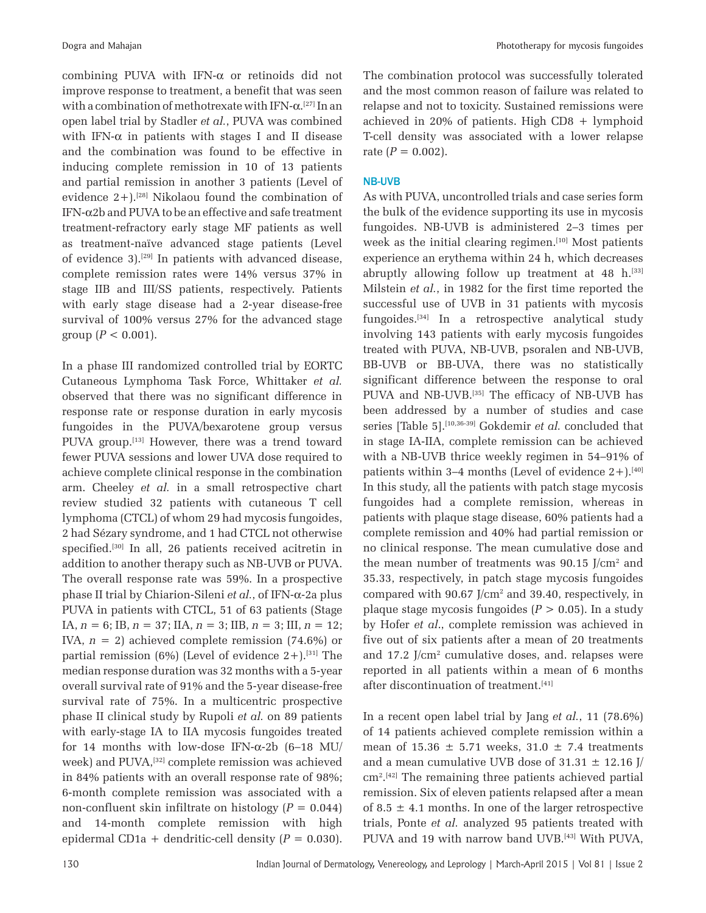combining PUVA with IFN-α or retinoids did not improve response to treatment, a benefit that was seen with a combination of methotrexate with IFN-α.[27] In an open label trial by Stadler *et al.*, PUVA was combined with IFN-α in patients with stages I and II disease and the combination was found to be effective in inducing complete remission in 10 of 13 patients and partial remission in another 3 patients (Level of evidence 2+).[28] Nikolaou found the combination of IFN-α2b and PUVA to be an effective and safe treatment treatment-refractory early stage MF patients as well as treatment-naïve advanced stage patients (Level of evidence 3).[29] In patients with advanced disease, complete remission rates were 14% versus 37% in stage IIB and III/SS patients, respectively. Patients with early stage disease had a 2-year disease-free survival of 100% versus 27% for the advanced stage group ($P < 0.001$).

In a phase III randomized controlled trial by EORTC Cutaneous Lymphoma Task Force, Whittaker *et al.* observed that there was no significant difference in response rate or response duration in early mycosis fungoides in the PUVA/bexarotene group versus PUVA group.[13] However, there was a trend toward fewer PUVA sessions and lower UVA dose required to achieve complete clinical response in the combination arm. Cheeley *et al.* in a small retrospective chart review studied 32 patients with cutaneous T cell lymphoma (CTCL) of whom 29 had mycosis fungoides, 2 had Sézary syndrome, and 1 had CTCL not otherwise specified.[30] In all, 26 patients received acitretin in addition to another therapy such as NB-UVB or PUVA. The overall response rate was 59%. In a prospective phase II trial by Chiarion-Sileni *et al.*, of IFN-α-2a plus PUVA in patients with CTCL, 51 of 63 patients (Stage IA, $n = 6$; IB, $n = 37$; IIA, $n = 3$; IIB, $n = 3$; III, $n = 12$; IVA, $n = 2$) achieved complete remission (74.6%) or partial remission (6%) (Level of evidence 2+).[31] The median response duration was 32 months with a 5-year overall survival rate of 91% and the 5-year disease-free survival rate of 75%. In a multicentric prospective phase II clinical study by Rupoli *et al.* on 89 patients with early-stage IA to IIA mycosis fungoides treated for 14 months with low-dose IFN-α-2b (6–18 MU/week) and PUVA,[32] complete remission was achieved in 84% patients with an overall response rate of 98%; 6-month complete remission was associated with a non-confluent skin infiltrate on histology ($P = 0.044$) and 14-month complete remission with high epidermal CD1a + dendritic-cell density ($P = 0.030$). The combination protocol was successfully tolerated and the most common reason of failure was related to relapse and not to toxicity. Sustained remissions were achieved in 20% of patients. High CD8 + lymphoid T-cell density was associated with a lower relapse rate ($P = 0.002$).

## NB-UVB

As with PUVA, uncontrolled trials and case series form the bulk of the evidence supporting its use in mycosis fungoides. NB-UVB is administered 2–3 times per week as the initial clearing regimen.[10] Most patients experience an erythema within 24 h, which decreases abruptly allowing follow up treatment at 48 h.[33] Milstein *et al.*, in 1982 for the first time reported the successful use of UVB in 31 patients with mycosis fungoides.[34] In a retrospective analytical study involving 143 patients with early mycosis fungoides treated with PUVA, NB-UVB, psoralen and NB-UVB, BB-UVB or BB-UVA, there was no statistically significant difference between the response to oral PUVA and NB-UVB.[35] The efficacy of NB-UVB has been addressed by a number of studies and case series [Table 5].[10,36-39] Gokdemir *et al.* concluded that in stage IA-IIA, complete remission can be achieved with a NB-UVB thrice weekly regimen in 54–91% of patients within 3–4 months (Level of evidence 2+).[40] In this study, all the patients with patch stage mycosis fungoides had a complete remission, whereas in patients with plaque stage disease, 60% patients had a complete remission and 40% had partial remission or no clinical response. The mean cumulative dose and the mean number of treatments was 90.15 J/cm$^2$ and 35.33, respectively, in patch stage mycosis fungoides compared with 90.67 J/cm$^2$ and 39.40, respectively, in plaque stage mycosis fungoides ($P > 0.05$). In a study by Hofer *et al*., complete remission was achieved in five out of six patients after a mean of 20 treatments and 17.2 J/cm$^2$ cumulative doses, and. relapses were reported in all patients within a mean of 6 months after discontinuation of treatment.[41]

In a recent open label trial by Jang *et al.*, 11 (78.6%) of 14 patients achieved complete remission within a mean of 15.36 ± 5.71 weeks, 31.0 ± 7.4 treatments and a mean cumulative UVB dose of 31.31 ± 12.16 J/cm$^2$.[42] The remaining three patients achieved partial remission. Six of eleven patients relapsed after a mean of 8.5 ± 4.1 months. In one of the larger retrospective trials, Ponte *et al.* analyzed 95 patients treated with PUVA and 19 with narrow band UVB.[43] With PUVA,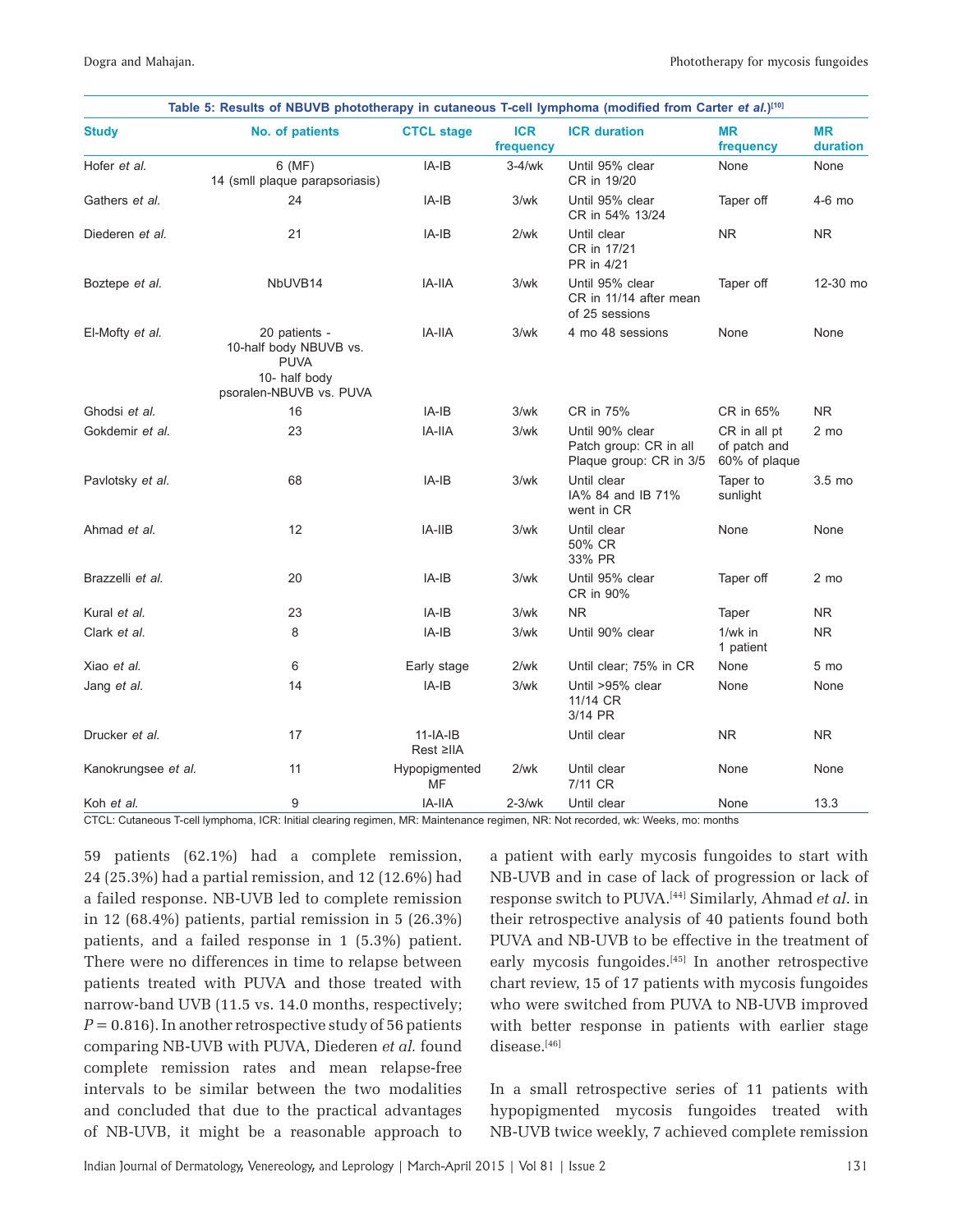**Table 5: Results of NBUVB phototherapy in cutaneous T-cell lymphoma (modified from Carter *et al.*)[10]**

| Study | No. of patients | CTCL stage | ICR frequency | ICR duration | MR frequency | MR duration |
|---|---|---|---|---|---|---|
| Hofer *et al.* | 6 (MF)<br>14 (smll plaque parapsoriasis) | IA-IB | 3-4/wk | Until 95% clear<br>CR in 19/20 | None | None |
| Gathers *et al.* | 24 | IA-IB | 3/wk | Until 95% clear<br>CR in 54% 13/24 | Taper off | 4-6 mo |
| Diederen *et al.* | 21 | IA-IB | 2/wk | Until clear<br>CR in 17/21<br>PR in 4/21 | NR | NR |
| Boztepe *et al.* | NbUVB14 | IA-IIA | 3/wk | Until 95% clear<br>CR in 11/14 after mean of 25 sessions | Taper off | 12-30 mo |
| El-Mofty *et al.* | 20 patients -<br>10-half body NBUVB vs. PUVA<br>10- half body psoralen-NBUVB vs. PUVA | IA-IIA | 3/wk | 4 mo 48 sessions | None | None |
| Ghodsi *et al.* | 16 | IA-IB | 3/wk | CR in 75% | CR in 65% | NR |
| Gokdemir *et al.* | 23 | IA-IIA | 3/wk | Until 90% clear<br>Patch group: CR in all<br>Plaque group: CR in 3/5 | CR in all pt of patch and 60% of plaque | 2 mo |
| Pavlotsky *et al.* | 68 | IA-IB | 3/wk | Until clear<br>IA% 84 and IB 71% went in CR | Taper to sunlight | 3.5 mo |
| Ahmad *et al.* | 12 | IA-IIB | 3/wk | Until clear<br>50% CR<br>33% PR | None | None |
| Brazzelli *et al.* | 20 | IA-IB | 3/wk | Until 95% clear<br>CR in 90% | Taper off | 2 mo |
| Kural *et al.* | 23 | IA-IB | 3/wk | NR | Taper | NR |
| Clark *et al.* | 8 | IA-IB | 3/wk | Until 90% clear | 1/wk in 1 patient | NR |
| Xiao *et al.* | 6 | Early stage | 2/wk | Until clear; 75% in CR | None | 5 mo |
| Jang *et al.* | 14 | IA-IB | 3/wk | Until >95% clear<br>11/14 CR<br>3/14 PR | None | None |
| Drucker *et al.* | 17 | 11-IA-IB<br>Rest ≥IIA | | Until clear | NR | NR |
| Kanokrungsee *et al.* | 11 | Hypopigmented MF | 2/wk | Until clear<br>7/11 CR | None | None |
| Koh *et al.* | 9 | IA-IIA | 2-3/wk | Until clear | None | 13.3 |

CTCL: Cutaneous T-cell lymphoma, ICR: Initial clearing regimen, MR: Maintenance regimen, NR: Not recorded, wk: Weeks, mo: months

59 patients (62.1%) had a complete remission, 24 (25.3%) had a partial remission, and 12 (12.6%) had a failed response. NB-UVB led to complete remission in 12 (68.4%) patients, partial remission in 5 (26.3%) patients, and a failed response in 1 (5.3%) patient. There were no differences in time to relapse between patients treated with PUVA and those treated with narrow-band UVB (11.5 vs. 14.0 months, respectively; $P = 0.816$). In another retrospective study of 56 patients comparing NB-UVB with PUVA, Diederen *et al.* found complete remission rates and mean relapse-free intervals to be similar between the two modalities and concluded that due to the practical advantages of NB-UVB, it might be a reasonable approach to a patient with early mycosis fungoides to start with NB-UVB and in case of lack of progression or lack of response switch to PUVA.[44] Similarly, Ahmad *et al.* in their retrospective analysis of 40 patients found both PUVA and NB-UVB to be effective in the treatment of early mycosis fungoides.[45] In another retrospective chart review, 15 of 17 patients with mycosis fungoides who were switched from PUVA to NB-UVB improved with better response in patients with earlier stage disease.[46]

In a small retrospective series of 11 patients with hypopigmented mycosis fungoides treated with NB-UVB twice weekly, 7 achieved complete remission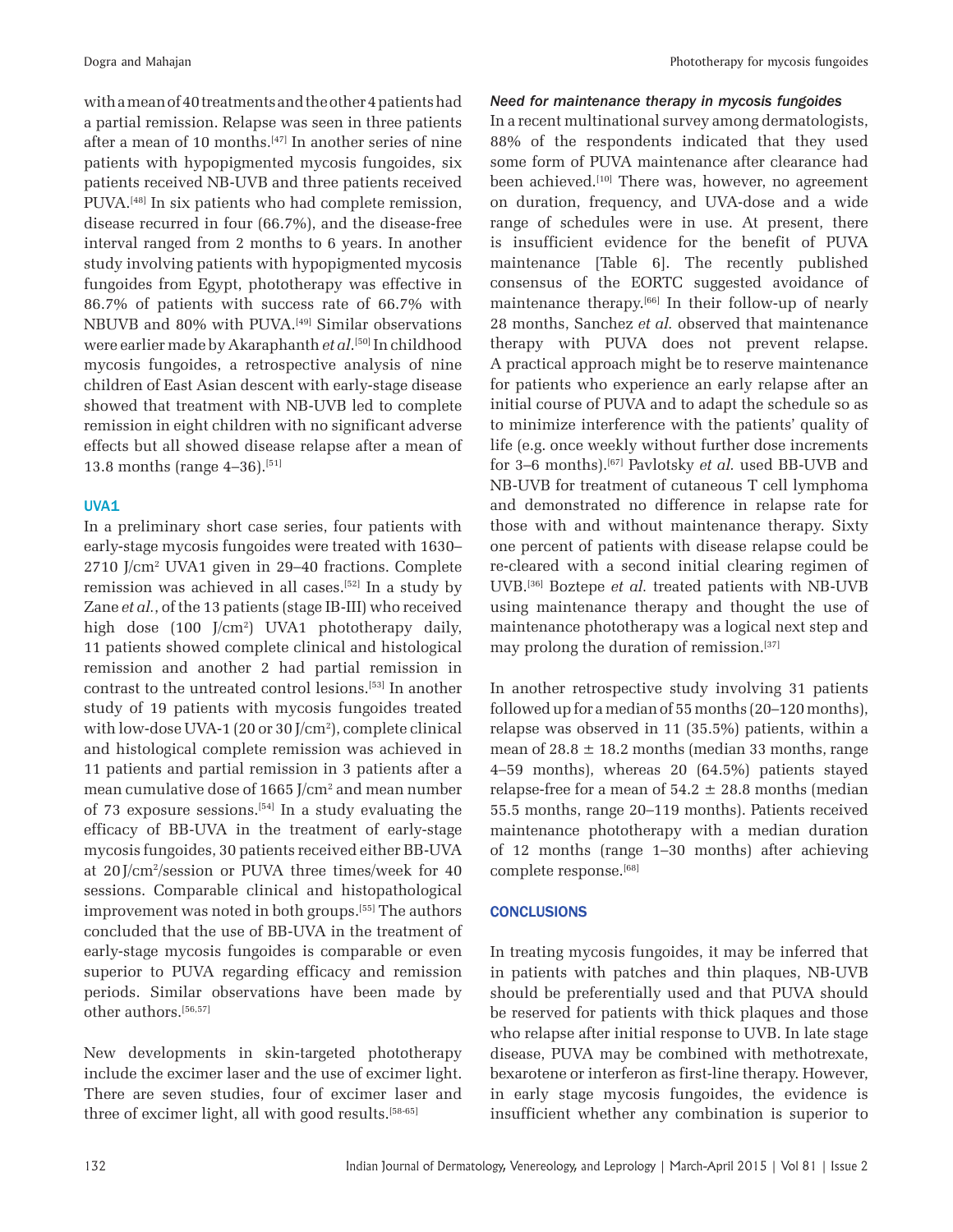with a mean of 40 treatments and the other 4 patients had a partial remission. Relapse was seen in three patients after a mean of 10 months.[47] In another series of nine patients with hypopigmented mycosis fungoides, six patients received NB-UVB and three patients received PUVA.[48] In six patients who had complete remission, disease recurred in four (66.7%), and the disease-free interval ranged from 2 months to 6 years. In another study involving patients with hypopigmented mycosis fungoides from Egypt, phototherapy was effective in 86.7% of patients with success rate of 66.7% with NBUVB and 80% with PUVA.[49] Similar observations were earlier made by Akaraphanth *et al*.[50] In childhood mycosis fungoides, a retrospective analysis of nine children of East Asian descent with early-stage disease showed that treatment with NB-UVB led to complete remission in eight children with no significant adverse effects but all showed disease relapse after a mean of 13.8 months (range 4–36).[51]

### UVA1

In a preliminary short case series, four patients with early-stage mycosis fungoides were treated with 1630–2710 J/cm$^2$ UVA1 given in 29–40 fractions. Complete remission was achieved in all cases.[52] In a study by Zane *et al.*, of the 13 patients (stage IB-III) who received high dose (100 J/cm$^2$) UVA1 phototherapy daily, 11 patients showed complete clinical and histological remission and another 2 had partial remission in contrast to the untreated control lesions.[53] In another study of 19 patients with mycosis fungoides treated with low-dose UVA-1 (20 or 30 J/cm$^2$), complete clinical and histological complete remission was achieved in 11 patients and partial remission in 3 patients after a mean cumulative dose of 1665 J/cm$^2$ and mean number of 73 exposure sessions.[54] In a study evaluating the efficacy of BB-UVA in the treatment of early-stage mycosis fungoides, 30 patients received either BB-UVA at 20 J/cm$^2$/session or PUVA three times/week for 40 sessions. Comparable clinical and histopathological improvement was noted in both groups.[55] The authors concluded that the use of BB-UVA in the treatment of early-stage mycosis fungoides is comparable or even superior to PUVA regarding efficacy and remission periods. Similar observations have been made by other authors.[56,57]

New developments in skin-targeted phototherapy include the excimer laser and the use of excimer light. There are seven studies, four of excimer laser and three of excimer light, all with good results.[58-65]

### *Need for maintenance therapy in mycosis fungoides*

In a recent multinational survey among dermatologists, 88% of the respondents indicated that they used some form of PUVA maintenance after clearance had been achieved.[10] There was, however, no agreement on duration, frequency, and UVA-dose and a wide range of schedules were in use. At present, there is insufficient evidence for the benefit of PUVA maintenance [Table 6]. The recently published consensus of the EORTC suggested avoidance of maintenance therapy.[66] In their follow-up of nearly 28 months, Sanchez *et al.* observed that maintenance therapy with PUVA does not prevent relapse. A practical approach might be to reserve maintenance for patients who experience an early relapse after an initial course of PUVA and to adapt the schedule so as to minimize interference with the patients' quality of life (e.g. once weekly without further dose increments for 3–6 months).[67] Pavlotsky *et al.* used BB-UVB and NB-UVB for treatment of cutaneous T cell lymphoma and demonstrated no difference in relapse rate for those with and without maintenance therapy. Sixty one percent of patients with disease relapse could be re-cleared with a second initial clearing regimen of UVB.[36] Boztepe *et al.* treated patients with NB-UVB using maintenance therapy and thought the use of maintenance phototherapy was a logical next step and may prolong the duration of remission.[37]

In another retrospective study involving 31 patients followed up for a median of 55 months (20–120 months), relapse was observed in 11 (35.5%) patients, within a mean of 28.8 ± 18.2 months (median 33 months, range 4–59 months), whereas 20 (64.5%) patients stayed relapse-free for a mean of 54.2 ± 28.8 months (median 55.5 months, range 20–119 months). Patients received maintenance phototherapy with a median duration of 12 months (range 1–30 months) after achieving complete response.[68]

## CONCLUSIONS

In treating mycosis fungoides, it may be inferred that in patients with patches and thin plaques, NB-UVB should be preferentially used and that PUVA should be reserved for patients with thick plaques and those who relapse after initial response to UVB. In late stage disease, PUVA may be combined with methotrexate, bexarotene or interferon as first-line therapy. However, in early stage mycosis fungoides, the evidence is insufficient whether any combination is superior to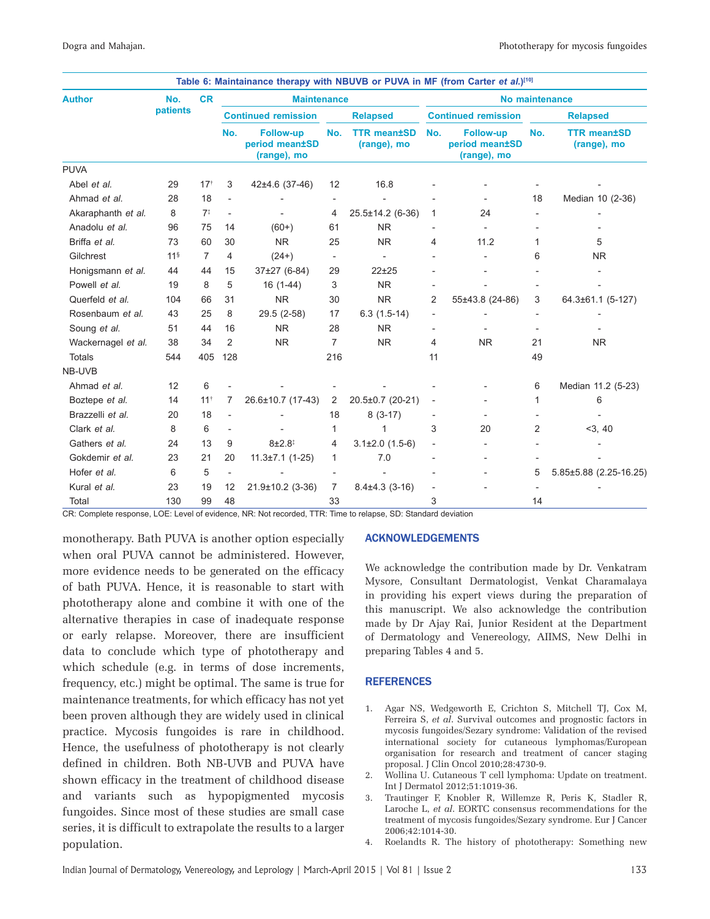**Table 6: Maintainance therapy with NBUVB or PUVA in MF (from Carter *et al.*)[10]**

| Author | No. patients | CR | Maintenance | | | | No maintenance | | | |
|---|---|---|---|---|---|---|---|---|---|---|
| | | | Continued remission | | Relapsed | | Continued remission | | Relapsed | |
| | | | No. | Follow-up period mean±SD (range), mo | No. | TTR mean±SD (range), mo | No. | Follow-up period mean±SD (range), mo | No. | TTR mean±SD (range), mo |
| PUVA | | | | | | | | | | |
| Abel *et al.* | 29 | 17† | 3 | 42±4.6 (37-46) | 12 | 16.8 | - | - | - | - |
| Ahmad *et al.* | 28 | 18 | - | - | - | - | - | - | 18 | Median 10 (2-36) |
| Akaraphanth *et al.* | 8 | 7‡ | - | - | 4 | 25.5±14.2 (6-36) | 1 | 24 | - | - |
| Anadolu *et al.* | 96 | 75 | 14 | (60+) | 61 | NR | - | - | - | - |
| Briffa *et al.* | 73 | 60 | 30 | NR | 25 | NR | 4 | 11.2 | 1 | 5 |
| Gilchrest | 11§ | 7 | 4 | (24+) | - | - | - | - | 6 | NR |
| Honigsmann *et al.* | 44 | 44 | 15 | 37±27 (6-84) | 29 | 22±25 | - | - | - | - |
| Powell *et al.* | 19 | 8 | 5 | 16 (1-44) | 3 | NR | - | - | - | - |
| Querfeld *et al.* | 104 | 66 | 31 | NR | 30 | NR | 2 | 55±43.8 (24-86) | 3 | 64.3±61.1 (5-127) |
| Rosenbaum *et al.* | 43 | 25 | 8 | 29.5 (2-58) | 17 | 6.3 (1.5-14) | - | - | - | - |
| Soung *et al.* | 51 | 44 | 16 | NR | 28 | NR | - | - | - | - |
| Wackernagel *et al.* | 38 | 34 | 2 | NR | 7 | NR | 4 | NR | 21 | NR |
| Totals | 544 | 405 | 128 | | 216 | | 11 | | 49 | |
| NB-UVB | | | | | | | | | | |
| Ahmad *et al.* | 12 | 6 | - | - | - | - | - | - | 6 | Median 11.2 (5-23) |
| Boztepe *et al.* | 14 | 11† | 7 | 26.6±10.7 (17-43) | 2 | 20.5±0.7 (20-21) | - | - | 1 | 6 |
| Brazzelli *et al.* | 20 | 18 | - | - | 18 | 8 (3-17) | - | - | - | - |
| Clark *et al.* | 8 | 6 | - | - | 1 | 1 | 3 | 20 | 2 | <3, 40 |
| Gathers *et al.* | 24 | 13 | 9 | 8±2.8‡ | 4 | 3.1±2.0 (1.5-6) | - | - | - | - |
| Gokdemir *et al.* | 23 | 21 | 20 | 11.3±7.1 (1-25) | 1 | 7.0 | - | - | - | - |
| Hofer *et al.* | 6 | 5 | - | - | - | - | - | - | 5 | 5.85±5.88 (2.25-16.25) |
| Kural *et al.* | 23 | 19 | 12 | 21.9±10.2 (3-36) | 7 | 8.4±4.3 (3-16) | - | - | - | - |
| Total | 130 | 99 | 48 | | 33 | | 3 | | 14 | |

CR: Complete response, LOE: Level of evidence, NR: Not recorded, TTR: Time to relapse, SD: Standard deviation

monotherapy. Bath PUVA is another option especially when oral PUVA cannot be administered. However, more evidence needs to be generated on the efficacy of bath PUVA. Hence, it is reasonable to start with phototherapy alone and combine it with one of the alternative therapies in case of inadequate response or early relapse. Moreover, there are insufficient data to conclude which type of phototherapy and which schedule (e.g. in terms of dose increments, frequency, etc.) might be optimal. The same is true for maintenance treatments, for which efficacy has not yet been proven although they are widely used in clinical practice. Mycosis fungoides is rare in childhood. Hence, the usefulness of phototherapy is not clearly defined in children. Both NB-UVB and PUVA have shown efficacy in the treatment of childhood disease and variants such as hypopigmented mycosis fungoides. Since most of these studies are small case series, it is difficult to extrapolate the results to a larger population.

## ACKNOWLEDGEMENTS

We acknowledge the contribution made by Dr. Venkatram Mysore, Consultant Dermatologist, Venkat Charamalaya in providing his expert views during the preparation of this manuscript. We also acknowledge the contribution made by Dr Ajay Rai, Junior Resident at the Department of Dermatology and Venereology, AIIMS, New Delhi in preparing Tables 4 and 5.

## REFERENCES

1. Agar NS, Wedgeworth E, Crichton S, Mitchell TJ, Cox M, Ferreira S, *et al*. Survival outcomes and prognostic factors in mycosis fungoides/Sezary syndrome: Validation of the revised international society for cutaneous lymphomas/European organisation for research and treatment of cancer staging proposal. J Clin Oncol 2010;28:4730-9.
2. Wollina U. Cutaneous T cell lymphoma: Update on treatment. Int J Dermatol 2012;51:1019-36.
3. Trautinger F, Knobler R, Willemze R, Peris K, Stadler R, Laroche L, *et al*. EORTC consensus recommendations for the treatment of mycosis fungoides/Sezary syndrome. Eur J Cancer 2006;42:1014-30.
4. Roelandts R. The history of phototherapy: Something new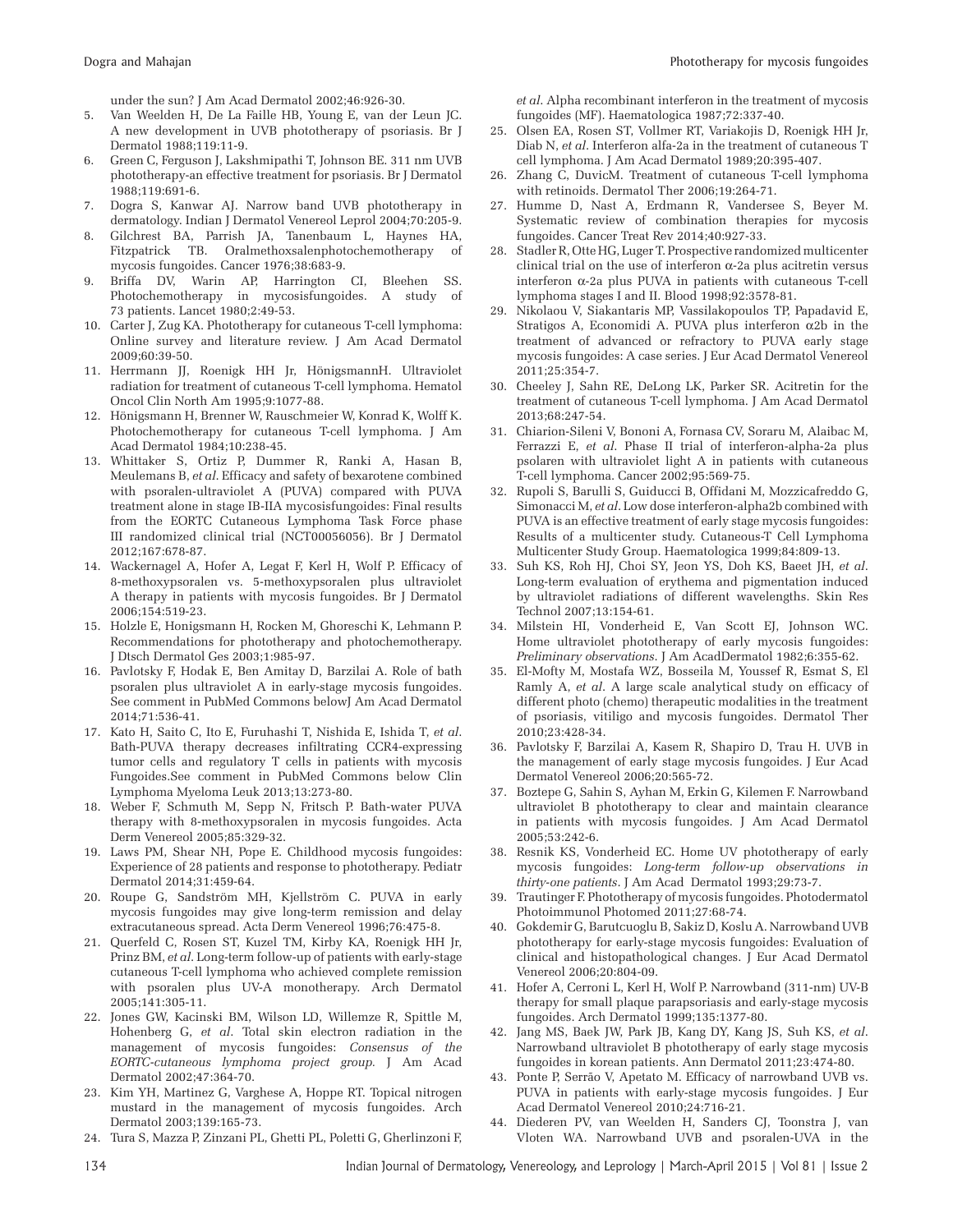under the sun? J Am Acad Dermatol 2002;46:926-30.

5. Van Weelden H, De La Faille HB, Young E, van der Leun JC. A new development in UVB phototherapy of psoriasis. Br J Dermatol 1988;119:11-9.
6. Green C, Ferguson J, Lakshmipathi T, Johnson BE. 311 nm UVB phototherapy-an effective treatment for psoriasis. Br J Dermatol 1988;119:691-6.
7. Dogra S, Kanwar AJ. Narrow band UVB phototherapy in dermatology. Indian J Dermatol Venereol Leprol 2004;70:205-9.
8. Gilchrest BA, Parrish JA, Tanenbaum L, Haynes HA, Fitzpatrick TB. Oralmethoxsalenphotochemotherapy of mycosis fungoides. Cancer 1976;38:683-9.
9. Briffa DV, Warin AP, Harrington CI, Bleehen SS. Photochemotherapy in mycosisfungoides. A study of 73 patients. Lancet 1980;2:49-53.
10. Carter J, Zug KA. Phototherapy for cutaneous T-cell lymphoma: Online survey and literature review. J Am Acad Dermatol 2009;60:39-50.
11. Herrmann JJ, Roenigk HH Jr, HönigsmannH. Ultraviolet radiation for treatment of cutaneous T-cell lymphoma. Hematol Oncol Clin North Am 1995;9:1077-88.
12. Hönigsmann H, Brenner W, Rauschmeier W, Konrad K, Wolff K. Photochemotherapy for cutaneous T-cell lymphoma. J Am Acad Dermatol 1984;10:238-45.
13. Whittaker S, Ortiz P, Dummer R, Ranki A, Hasan B, Meulemans B, *et al*. Efficacy and safety of bexarotene combined with psoralen-ultraviolet A (PUVA) compared with PUVA treatment alone in stage IB-IIA mycosisfungoides: Final results from the EORTC Cutaneous Lymphoma Task Force phase III randomized clinical trial (NCT00056056). Br J Dermatol 2012;167:678-87.
14. Wackernagel A, Hofer A, Legat F, Kerl H, Wolf P. Efficacy of 8-methoxypsoralen vs. 5-methoxypsoralen plus ultraviolet A therapy in patients with mycosis fungoides. Br J Dermatol 2006;154:519-23.
15. Holzle E, Honigsmann H, Rocken M, Ghoreschi K, Lehmann P. Recommendations for phototherapy and photochemotherapy. J Dtsch Dermatol Ges 2003;1:985-97.
16. Pavlotsky F, Hodak E, Ben Amitay D, Barzilai A. Role of bath psoralen plus ultraviolet A in early-stage mycosis fungoides. See comment in PubMed Commons belowJ Am Acad Dermatol 2014;71:536-41.
17. Kato H, Saito C, Ito E, Furuhashi T, Nishida E, Ishida T, *et al*. Bath-PUVA therapy decreases infiltrating CCR4-expressing tumor cells and regulatory T cells in patients with mycosis Fungoides.See comment in PubMed Commons below Clin Lymphoma Myeloma Leuk 2013;13:273-80.
18. Weber F, Schmuth M, Sepp N, Fritsch P. Bath-water PUVA therapy with 8-methoxypsoralen in mycosis fungoides. Acta Derm Venereol 2005;85:329-32.
19. Laws PM, Shear NH, Pope E. Childhood mycosis fungoides: Experience of 28 patients and response to phototherapy. Pediatr Dermatol 2014;31:459-64.
20. Roupe G, Sandström MH, Kjellström C. PUVA in early mycosis fungoides may give long-term remission and delay extracutaneous spread. Acta Derm Venereol 1996;76:475-8.
21. Querfeld C, Rosen ST, Kuzel TM, Kirby KA, Roenigk HH Jr, Prinz BM, *et al*. Long-term follow-up of patients with early-stage cutaneous T-cell lymphoma who achieved complete remission with psoralen plus UV-A monotherapy. Arch Dermatol 2005;141:305-11.
22. Jones GW, Kacinski BM, Wilson LD, Willemze R, Spittle M, Hohenberg G, *et al*. Total skin electron radiation in the management of mycosis fungoides: *Consensus of the EORTC-cutaneous lymphoma project group.* J Am Acad Dermatol 2002;47:364-70.
23. Kim YH, Martinez G, Varghese A, Hoppe RT. Topical nitrogen mustard in the management of mycosis fungoides. Arch Dermatol 2003;139:165-73.
24. Tura S, Mazza P, Zinzani PL, Ghetti PL, Poletti G, Gherlinzoni F, *et al*. Alpha recombinant interferon in the treatment of mycosis fungoides (MF). Haematologica 1987;72:337-40.
25. Olsen EA, Rosen ST, Vollmer RT, Variakojis D, Roenigk HH Jr, Diab N, *et al*. Interferon alfa-2a in the treatment of cutaneous T cell lymphoma. J Am Acad Dermatol 1989;20:395-407.
26. Zhang C, DuvicM. Treatment of cutaneous T-cell lymphoma with retinoids. Dermatol Ther 2006;19:264-71.
27. Humme D, Nast A, Erdmann R, Vandersee S, Beyer M. Systematic review of combination therapies for mycosis fungoides. Cancer Treat Rev 2014;40:927-33.
28. Stadler R, Otte HG, Luger T. Prospective randomized multicenter clinical trial on the use of interferon α-2a plus acitretin versus interferon α-2a plus PUVA in patients with cutaneous T-cell lymphoma stages I and II. Blood 1998;92:3578-81.
29. Nikolaou V, Siakantaris MP, Vassilakopoulos TP, Papadavid E, Stratigos A, Economidi A. PUVA plus interferon α2b in the treatment of advanced or refractory to PUVA early stage mycosis fungoides: A case series. J Eur Acad Dermatol Venereol 2011;25:354-7.
30. Cheeley J, Sahn RE, DeLong LK, Parker SR. Acitretin for the treatment of cutaneous T-cell lymphoma. J Am Acad Dermatol 2013;68:247-54.
31. Chiarion-Sileni V, Bononi A, Fornasa CV, Soraru M, Alaibac M, Ferrazzi E, *et al*. Phase II trial of interferon-alpha-2a plus psolaren with ultraviolet light A in patients with cutaneous T-cell lymphoma. Cancer 2002;95:569-75.
32. Rupoli S, Barulli S, Guiducci B, Offidani M, Mozzicafreddo G, Simonacci M, *et al*. Low dose interferon-alpha2b combined with PUVA is an effective treatment of early stage mycosis fungoides: Results of a multicenter study. Cutaneous-T Cell Lymphoma Multicenter Study Group. Haematologica 1999;84:809-13.
33. Suh KS, Roh HJ, Choi SY, Jeon YS, Doh KS, Baeet JH, *et al*. Long-term evaluation of erythema and pigmentation induced by ultraviolet radiations of different wavelengths. Skin Res Technol 2007;13:154-61.
34. Milstein HI, Vonderheid E, Van Scott EJ, Johnson WC. Home ultraviolet phototherapy of early mycosis fungoides: *Preliminary observations.* J Am AcadDermatol 1982;6:355-62.
35. El-Mofty M, Mostafa WZ, Bosseila M, Youssef R, Esmat S, El Ramly A, *et al*. A large scale analytical study on efficacy of different photo (chemo) therapeutic modalities in the treatment of psoriasis, vitiligo and mycosis fungoides. Dermatol Ther 2010;23:428-34.
36. Pavlotsky F, Barzilai A, Kasem R, Shapiro D, Trau H. UVB in the management of early stage mycosis fungoides. J Eur Acad Dermatol Venereol 2006;20:565-72.
37. Boztepe G, Sahin S, Ayhan M, Erkin G, Kilemen F. Narrowband ultraviolet B phototherapy to clear and maintain clearance in patients with mycosis fungoides. J Am Acad Dermatol 2005;53:242-6.
38. Resnik KS, Vonderheid EC. Home UV phototherapy of early mycosis fungoides: *Long-term follow-up observations in thirty-one patients.* J Am Acad Dermatol 1993;29:73-7.
39. Trautinger F. Phototherapy of mycosis fungoides. Photodermatol Photoimmunol Photomed 2011;27:68-74.
40. Gokdemir G, Barutcuoglu B, Sakiz D, Koslu A. Narrowband UVB phototherapy for early-stage mycosis fungoides: Evaluation of clinical and histopathological changes. J Eur Acad Dermatol Venereol 2006;20:804-09.
41. Hofer A, Cerroni L, Kerl H, Wolf P. Narrowband (311-nm) UV-B therapy for small plaque parapsoriasis and early-stage mycosis fungoides. Arch Dermatol 1999;135:1377-80.
42. Jang MS, Baek JW, Park JB, Kang DY, Kang JS, Suh KS, *et al*. Narrowband ultraviolet B phototherapy of early stage mycosis fungoides in korean patients. Ann Dermatol 2011;23:474-80.
43. Ponte P, Serrão V, Apetato M. Efficacy of narrowband UVB vs. PUVA in patients with early-stage mycosis fungoides. J Eur Acad Dermatol Venereol 2010;24:716-21.
44. Diederen PV, van Weelden H, Sanders CJ, Toonstra J, van Vloten WA. Narrowband UVB and psoralen-UVA in the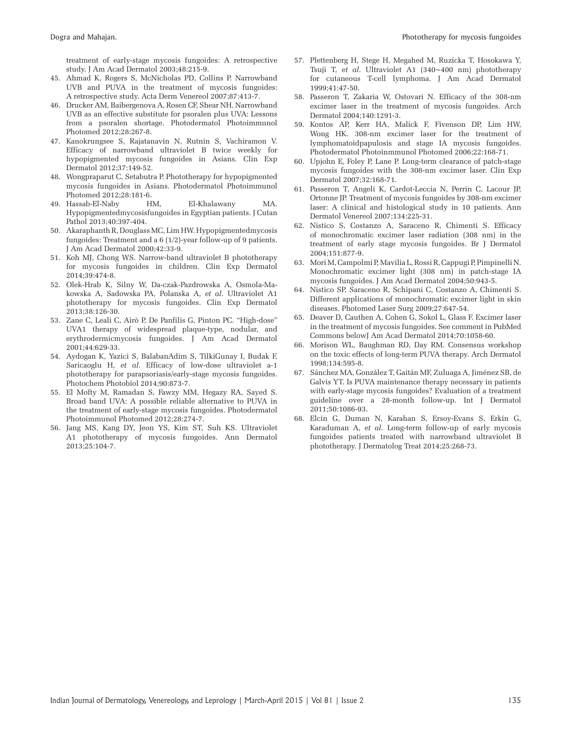treatment of early-stage mycosis fungoides: A retrospective study. J Am Acad Dermatol 2003;48:215-9.

45. Ahmad K, Rogers S, McNicholas PD, Collins P. Narrowband UVB and PUVA in the treatment of mycosis fungoides: A retrospective study. Acta Derm Venereol 2007;87:413-7.
46. Drucker AM, Baibergenova A, Rosen CF, Shear NH. Narrowband UVB as an effective substitute for psoralen plus UVA: Lessons from a psoralen shortage. Photodermatol Photoimmunol Photomed 2012;28:267-8.
47. Kanokrungsee S, Rajatanavin N, Rutnin S, Vachiramon V. Efficacy of narrowband ultraviolet B twice weekly for hypopigmented mycosis fungoides in Asians. Clin Exp Dermatol 2012;37:149-52.
48. Wongpraparut C, Setabutra P. Phototherapy for hypopigmented mycosis fungoides in Asians. Photodermatol Photoimmunol Photomed 2012;28:181-6.
49. Hassab-El-Naby HM, El-Khalawany MA. Hypopigmentedmycosisfungoides in Egyptian patients. J Cutan Pathol 2013;40:397-404.
50. Akaraphanth R, Douglass MC, Lim HW. Hypopigmentedmycosis fungoides: Treatment and a 6 (1/2)-year follow-up of 9 patients. J Am Acad Dermatol 2000;42:33-9.
51. Koh MJ, Chong WS. Narrow-band ultraviolet B phototherapy for mycosis fungoides in children. Clin Exp Dermatol 2014;39:474-8.
52. Olek-Hrab K, Silny W, Da-czak-Pazdrowska A, Osmola-Makowska A, Sadowska PA, Polanska A, *et al*. Ultraviolet A1 phototherapy for mycosis fungoides. Clin Exp Dermatol 2013;38:126-30.
53. Zane C, Leali C, Airò P, De Panfilis G, Pinton PC. "High-dose" UVA1 therapy of widespread plaque-type, nodular, and erythrodermicmycosis fungoides. J Am Acad Dermatol 2001;44:629-33.
54. Aydogan K, Yazici S, BalabanAdim S, TilkiGunay I, Budak F, Saricaoglu H, *et al*. Efficacy of low-dose ultraviolet a-1 phototherapy for parapsoriasis/early-stage mycosis fungoides. Photochem Photobiol 2014;90:873-7.
55. El Mofty M, Ramadan S, Fawzy MM, Hegazy RA, Sayed S. Broad band UVA: A possible reliable alternative to PUVA in the treatment of early-stage mycosis fungoides. Photodermatol Photoimmunol Photomed 2012;28:274-7.
56. Jang MS, Kang DY, Jeon YS, Kim ST, Suh KS. Ultraviolet A1 phototherapy of mycosis fungoides. Ann Dermatol 2013;25:104-7.
57. Plettenberg H, Stege H, Megahed M, Ruzicka T, Hosokawa Y, Tsuji T, *et al*. Ultraviolet A1 (340~400 nm) phototherapy for cutaneous T-cell lymphoma. J Am Acad Dermatol 1999;41:47-50.
58. Passeron T, Zakaria W, Ostovari N. Efficacy of the 308-nm excimer laser in the treatment of mycosis fungoides. Arch Dermatol 2004;140:1291-3.
59. Kontos AP, Kerr HA, Malick F, Fivenson DP, Lim HW, Wong HK. 308-nm excimer laser for the treatment of lymphomatoidpapulosis and stage IA mycosis fungoides. Photodermatol Photoinmmunol Photomed 2006;22:168-71.
60. Upjohn E, Foley P, Lane P. Long-term clearance of patch-stage mycosis fungoides with the 308-nm excimer laser. Clin Exp Dermatol 2007;32:168-71.
61. Passeron T, Angeli K, Cardot-Leccia N, Perrin C, Lacour JP, Ortonne JP. Treatment of mycosis fungoides by 308-nm excimer laser: A clinical and histological study in 10 patients. Ann Dermatol Venereol 2007;134:225-31.
62. Nistico S, Costanzo A, Saraceno R, Chimenti S. Efficacy of monochromatic excimer laser radiation (308 nm) in the treatment of early stage mycosis fungoides. Br J Dermatol 2004;151:877-9.
63. Mori M, Campolmi P, Mavilia L, Rossi R, Cappugi P, Pimpinelli N. Monochromatic excimer light (308 nm) in patch-stage IA mycosis fungoides. J Am Acad Dermatol 2004;50:943-5.
64. Nistico SP, Saraceno R, Schipani C, Costanzo A, Chimenti S. Different applications of monochromatic excimer light in skin diseases. Photomed Laser Surg 2009;27:647-54.
65. Deaver D, Cauthen A, Cohen G, Sokol L, Glass F. Excimer laser in the treatment of mycosis fungoides. See comment in PubMed Commons belowJ Am Acad Dermatol 2014;70:1058-60.
66. Morison WL, Baughman RD, Day RM. Consensus workshop on the toxic effects of long-term PUVA therapy. Arch Dermatol 1998;134:595-8.
67. Sánchez MA, González T, Gaitán MF, Zuluaga A, Jiménez SB, de Galvis YT. Is PUVA maintenance therapy necessary in patients with early-stage mycosis fungoides? Evaluation of a treatment guideline over a 28-month follow-up. Int J Dermatol 2011;50:1086-93.
68. Elcin G, Duman N, Karahan S, Ersoy-Evans S, Erkin G, Karaduman A, *et al*. Long-term follow-up of early mycosis fungoides patients treated with narrowband ultraviolet B phototherapy. J Dermatolog Treat 2014;25:268-73.